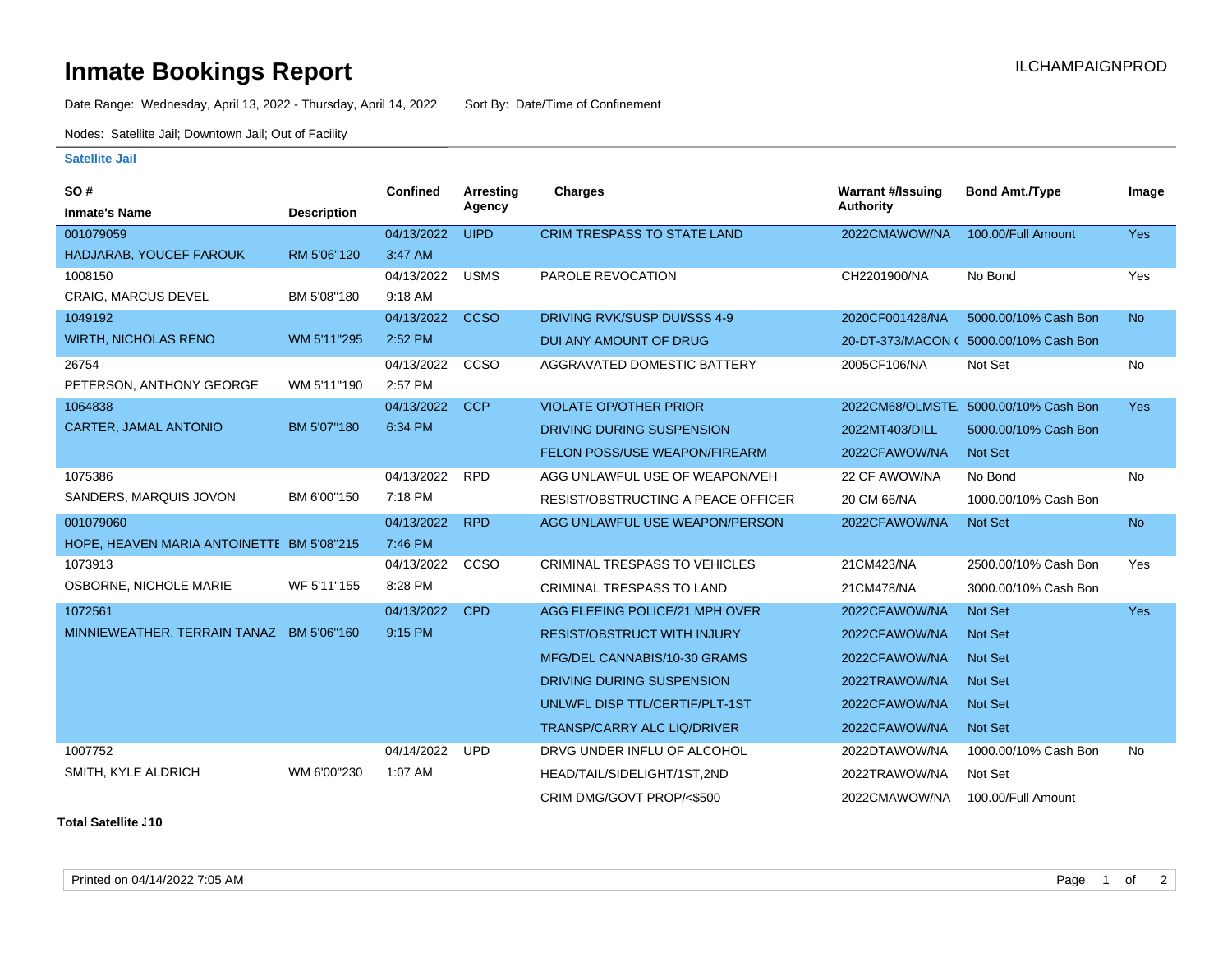# Inmate Bookings Report

ILCHAMPAIGNPROD

Date Range: Wednesday, April 13, 2022 - Thursday, April 14, 2022    Sort By: Date/Time of Confinement

Nodes: Satellite Jail; Downtown Jail; Out of Facility

## Satellite Jail

| SO # / Inmate's Name | Description | Confined | Arresting Agency | Charges | Warrant #/Issuing Authority | Bond Amt./Type | Image |
|---|---|---|---|---|---|---|---|
| 001079059 HADJARAB, YOUCEF FAROUK | RM 5'06"120 | 04/13/2022 3:47 AM | UIPD | CRIM TRESPASS TO STATE LAND | 2022CMAWOW/NA | 100.00/Full Amount | Yes |
| 1008150 CRAIG, MARCUS DEVEL | BM 5'08"180 | 04/13/2022 9:18 AM | USMS | PAROLE REVOCATION | CH2201900/NA | No Bond | Yes |
| 1049192 WIRTH, NICHOLAS RENO | WM 5'11"295 | 04/13/2022 2:52 PM | CCSO | DRIVING RVK/SUSP DUI/SSS 4-9 | 2020CF001428/NA | 5000.00/10% Cash Bon | No |
| | | | | DUI ANY AMOUNT OF DRUG | 20-DT-373/MACON ( | 5000.00/10% Cash Bon | |
| 26754 PETERSON, ANTHONY GEORGE | WM 5'11"190 | 04/13/2022 2:57 PM | CCSO | AGGRAVATED DOMESTIC BATTERY | 2005CF106/NA | Not Set | No |
| 1064838 CARTER, JAMAL ANTONIO | BM 5'07"180 | 04/13/2022 6:34 PM | CCP | VIOLATE OP/OTHER PRIOR | 2022CM68/OLMSTE | 5000.00/10% Cash Bon | Yes |
| | | | | DRIVING DURING SUSPENSION | 2022MT403/DILL | 5000.00/10% Cash Bon | |
| | | | | FELON POSS/USE WEAPON/FIREARM | 2022CFAWOW/NA | Not Set | |
| 1075386 SANDERS, MARQUIS JOVON | BM 6'00"150 | 04/13/2022 7:18 PM | RPD | AGG UNLAWFUL USE OF WEAPON/VEH | 22 CF AWOW/NA | No Bond | No |
| | | | | RESIST/OBSTRUCTING A PEACE OFFICER | 20 CM 66/NA | 1000.00/10% Cash Bon | |
| 001079060 HOPE, HEAVEN MARIA ANTOINETTE | BM 5'08"215 | 04/13/2022 7:46 PM | RPD | AGG UNLAWFUL USE WEAPON/PERSON | 2022CFAWOW/NA | Not Set | No |
| 1073913 OSBORNE, NICHOLE MARIE | WF 5'11"155 | 04/13/2022 8:28 PM | CCSO | CRIMINAL TRESPASS TO VEHICLES | 21CM423/NA | 2500.00/10% Cash Bon | Yes |
| | | | | CRIMINAL TRESPASS TO LAND | 21CM478/NA | 3000.00/10% Cash Bon | |
| 1072561 MINNIEWEATHER, TERRAIN TANAZ | BM 5'06"160 | 04/13/2022 9:15 PM | CPD | AGG FLEEING POLICE/21 MPH OVER | 2022CFAWOW/NA | Not Set | Yes |
| | | | | RESIST/OBSTRUCT WITH INJURY | 2022CFAWOW/NA | Not Set | |
| | | | | MFG/DEL CANNABIS/10-30 GRAMS | 2022CFAWOW/NA | Not Set | |
| | | | | DRIVING DURING SUSPENSION | 2022TRAWOW/NA | Not Set | |
| | | | | UNLWFL DISP TTL/CERTIF/PLT-1ST | 2022CFAWOW/NA | Not Set | |
| | | | | TRANSP/CARRY ALC LIQ/DRIVER | 2022CFAWOW/NA | Not Set | |
| 1007752 SMITH, KYLE ALDRICH | WM 6'00"230 | 04/14/2022 1:07 AM | UPD | DRVG UNDER INFLU OF ALCOHOL | 2022DTAWOW/NA | 1000.00/10% Cash Bon | No |
| | | | | HEAD/TAIL/SIDELIGHT/1ST,2ND | 2022TRAWOW/NA | Not Set | |
| | | | | CRIM DMG/GOVT PROP/<$500 | 2022CMAWOW/NA | 100.00/Full Amount | |

**Total Satellite J10**

Printed on 04/14/2022 7:05 AM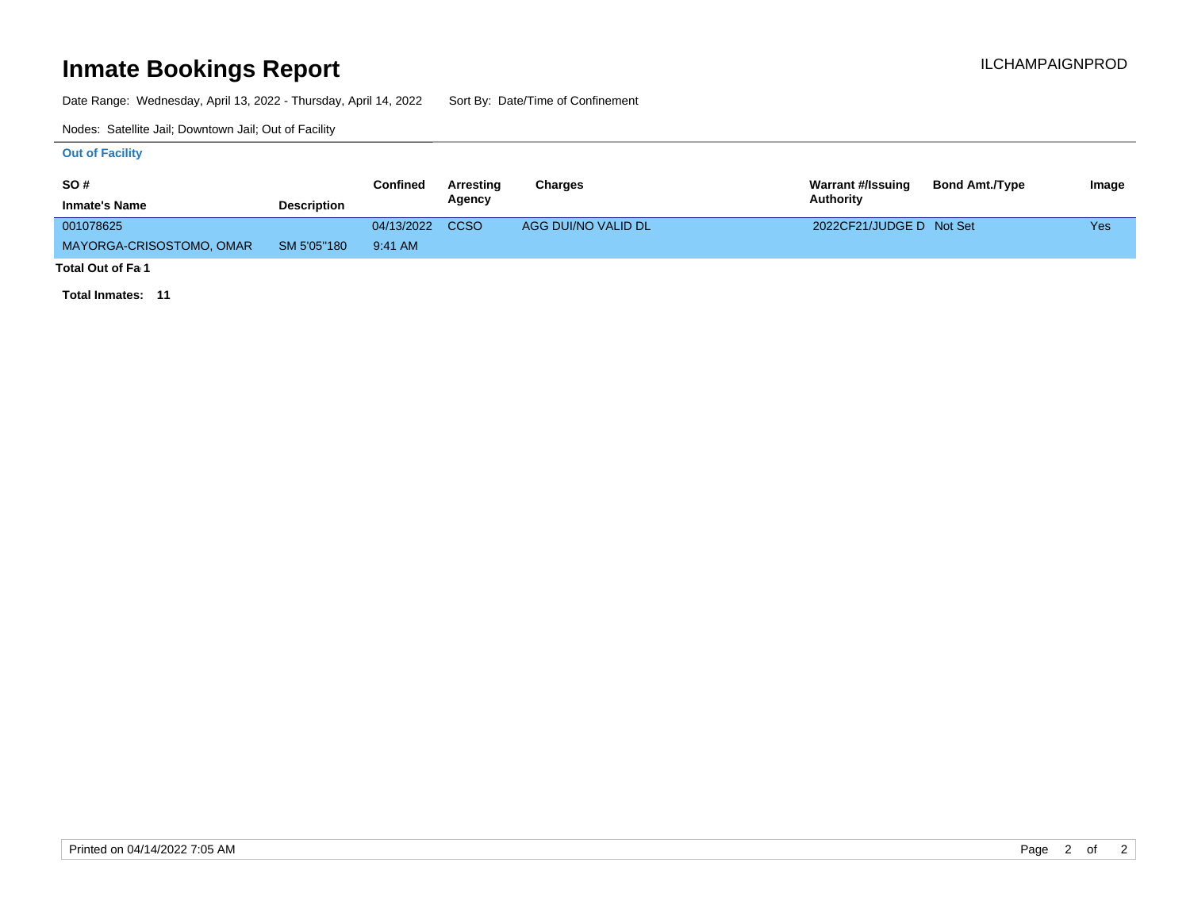# Inmate Bookings Report

ILCHAMPAIGNPROD

Date Range: Wednesday, April 13, 2022 - Thursday, April 14, 2022    Sort By: Date/Time of Confinement

Nodes: Satellite Jail; Downtown Jail; Out of Facility

### Out of Facility

| SO # / Inmate's Name | Description | Confined | Arresting Agency | Charges | Warrant #/Issuing Authority | Bond Amt./Type | Image |
|---|---|---|---|---|---|---|---|
| 001078625 MAYORGA-CRISOSTOMO, OMAR | SM 5'05"180 | 04/13/2022 9:41 AM | CCSO | AGG DUI/NO VALID DL | 2022CF21/JUDGE D | Not Set | Yes |

**Total Out of Fa 1**

**Total Inmates: 11**

Printed on 04/14/2022 7:05 AM